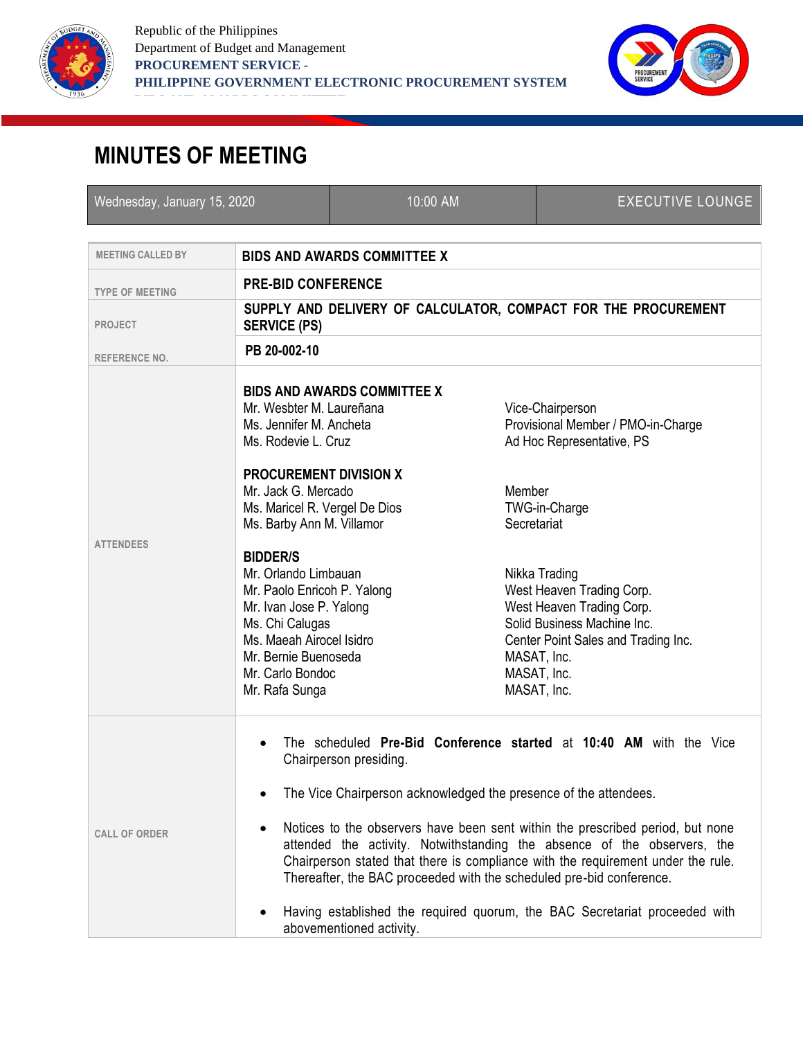Republic of the Philippines
Department of Budget and Management
**PROCUREMENT SERVICE -**
**PHILIPPINE GOVERNMENT ELECTRONIC PROCUREMENT SYSTEM**

# MINUTES OF MEETING

| Wednesday, January 15, 2020 | 10:00 AM | EXECUTIVE LOUNGE |
|---|---|---|

| | |
|---|---|
| MEETING CALLED BY | **BIDS AND AWARDS COMMITTEE X** |
| TYPE OF MEETING | **PRE-BID CONFERENCE** |
| PROJECT | **SUPPLY AND DELIVERY OF CALCULATOR, COMPACT FOR THE PROCUREMENT SERVICE (PS)** |
| REFERENCE NO. | **PB 20-002-10** |

**ATTENDEES**

| | |
|---|---|
| **BIDS AND AWARDS COMMITTEE X** | |
| Mr. Wesbter M. Laureñana | Vice-Chairperson |
| Ms. Jennifer M. Ancheta | Provisional Member / PMO-in-Charge |
| Ms. Rodevie L. Cruz | Ad Hoc Representative, PS |
| **PROCUREMENT DIVISION X** | |
| Mr. Jack G. Mercado | Member |
| Ms. Maricel R. Vergel De Dios | TWG-in-Charge |
| Ms. Barby Ann M. Villamor | Secretariat |
| **BIDDER/S** | |
| Mr. Orlando Limbauan | Nikka Trading |
| Mr. Paolo Enricoh P. Yalong | West Heaven Trading Corp. |
| Mr. Ivan Jose P. Yalong | West Heaven Trading Corp. |
| Ms. Chi Calugas | Solid Business Machine Inc. |
| Ms. Maeah Airocel Isidro | Center Point Sales and Trading Inc. |
| Mr. Bernie Buenoseda | MASAT, Inc. |
| Mr. Carlo Bondoc | MASAT, Inc. |
| Mr. Rafa Sunga | MASAT, Inc. |

**CALL OF ORDER**

- The scheduled **Pre-Bid Conference started** at **10:40 AM** with the Vice Chairperson presiding.
- The Vice Chairperson acknowledged the presence of the attendees.
- Notices to the observers have been sent within the prescribed period, but none attended the activity. Notwithstanding the absence of the observers, the Chairperson stated that there is compliance with the requirement under the rule. Thereafter, the BAC proceeded with the scheduled pre-bid conference.
- Having established the required quorum, the BAC Secretariat proceeded with abovementioned activity.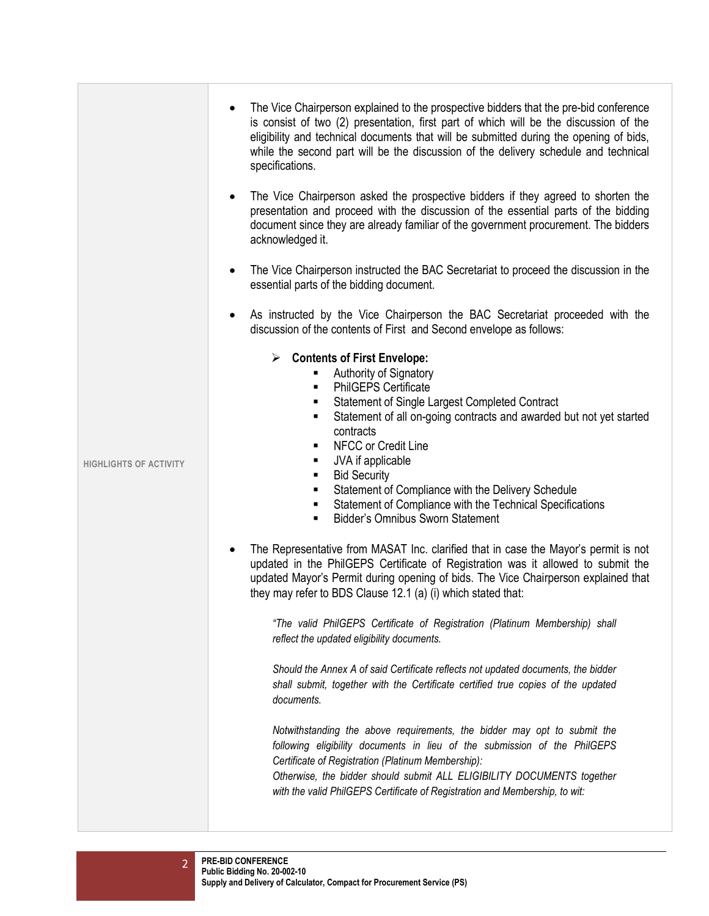**HIGHLIGHTS OF ACTIVITY**

- The Vice Chairperson explained to the prospective bidders that the pre-bid conference is consist of two (2) presentation, first part of which will be the discussion of the eligibility and technical documents that will be submitted during the opening of bids, while the second part will be the discussion of the delivery schedule and technical specifications.

- The Vice Chairperson asked the prospective bidders if they agreed to shorten the presentation and proceed with the discussion of the essential parts of the bidding document since they are already familiar of the government procurement. The bidders acknowledged it.

- The Vice Chairperson instructed the BAC Secretariat to proceed the discussion in the essential parts of the bidding document.

- As instructed by the Vice Chairperson the BAC Secretariat proceeded with the discussion of the contents of First and Second envelope as follows:

  - **Contents of First Envelope:**
    - Authority of Signatory
    - PhilGEPS Certificate
    - Statement of Single Largest Completed Contract
    - Statement of all on-going contracts and awarded but not yet started contracts
    - NFCC or Credit Line
    - JVA if applicable
    - Bid Security
    - Statement of Compliance with the Delivery Schedule
    - Statement of Compliance with the Technical Specifications
    - Bidder's Omnibus Sworn Statement

- The Representative from MASAT Inc. clarified that in case the Mayor's permit is not updated in the PhilGEPS Certificate of Registration was it allowed to submit the updated Mayor's Permit during opening of bids. The Vice Chairperson explained that they may refer to BDS Clause 12.1 (a) (i) which stated that:

  *"The valid PhilGEPS Certificate of Registration (Platinum Membership) shall reflect the updated eligibility documents.*

  *Should the Annex A of said Certificate reflects not updated documents, the bidder shall submit, together with the Certificate certified true copies of the updated documents.*

  *Notwithstanding the above requirements, the bidder may opt to submit the following eligibility documents in lieu of the submission of the PhilGEPS Certificate of Registration (Platinum Membership):*
  *Otherwise, the bidder should submit ALL ELIGIBILITY DOCUMENTS together with the valid PhilGEPS Certificate of Registration and Membership, to wit:*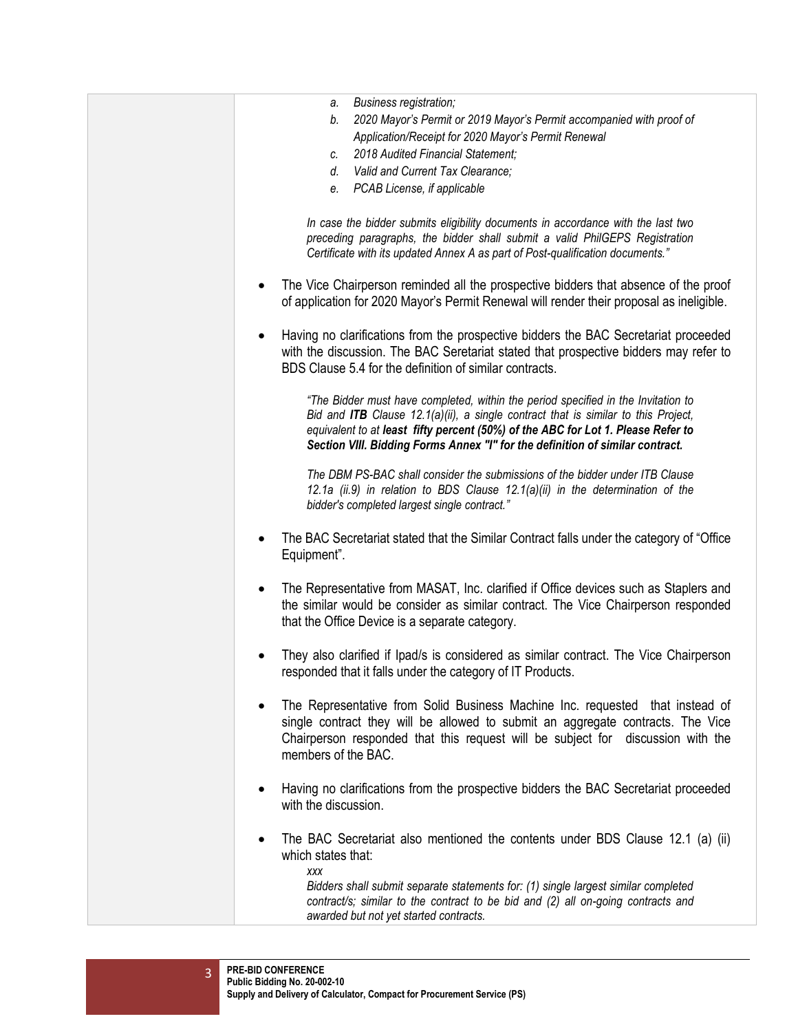| | |
|---|---|
| | a. *Business registration;*<br>b. *2020 Mayor's Permit or 2019 Mayor's Permit accompanied with proof of Application/Receipt for 2020 Mayor's Permit Renewal*<br>c. *2018 Audited Financial Statement;*<br>d. *Valid and Current Tax Clearance;*<br>e. *PCAB License, if applicable*<br><br>*In case the bidder submits eligibility documents in accordance with the last two preceding paragraphs, the bidder shall submit a valid PhilGEPS Registration Certificate with its updated Annex A as part of Post-qualification documents."*<br><br>• The Vice Chairperson reminded all the prospective bidders that absence of the proof of application for 2020 Mayor's Permit Renewal will render their proposal as ineligible.<br><br>• Having no clarifications from the prospective bidders the BAC Secretariat proceeded with the discussion. The BAC Seretariat stated that prospective bidders may refer to BDS Clause 5.4 for the definition of similar contracts.<br><br>*"The Bidder must have completed, within the period specified in the Invitation to Bid and **ITB** Clause 12.1(a)(ii), a single contract that is similar to this Project, equivalent to at **least fifty percent (50%) of the ABC for Lot 1. Please Refer to Section VIII. Bidding Forms Annex "I" for the definition of similar contract.***<br><br>*The DBM PS-BAC shall consider the submissions of the bidder under ITB Clause 12.1a (ii.9) in relation to BDS Clause 12.1(a)(ii) in the determination of the bidder's completed largest single contract."*<br><br>• The BAC Secretariat stated that the Similar Contract falls under the category of "Office Equipment".<br><br>• The Representative from MASAT, Inc. clarified if Office devices such as Staplers and the similar would be consider as similar contract. The Vice Chairperson responded that the Office Device is a separate category.<br><br>• They also clarified if Ipad/s is considered as similar contract. The Vice Chairperson responded that it falls under the category of IT Products.<br><br>• The Representative from Solid Business Machine Inc. requested that instead of single contract they will be allowed to submit an aggregate contracts. The Vice Chairperson responded that this request will be subject for discussion with the members of the BAC.<br><br>• Having no clarifications from the prospective bidders the BAC Secretariat proceeded with the discussion.<br><br>• The BAC Secretariat also mentioned the contents under BDS Clause 12.1 (a) (ii) which states that:<br>*xxx*<br>*Bidders shall submit separate statements for: (1) single largest similar completed contract/s; similar to the contract to be bid and (2) all on-going contracts and awarded but not yet started contracts.* |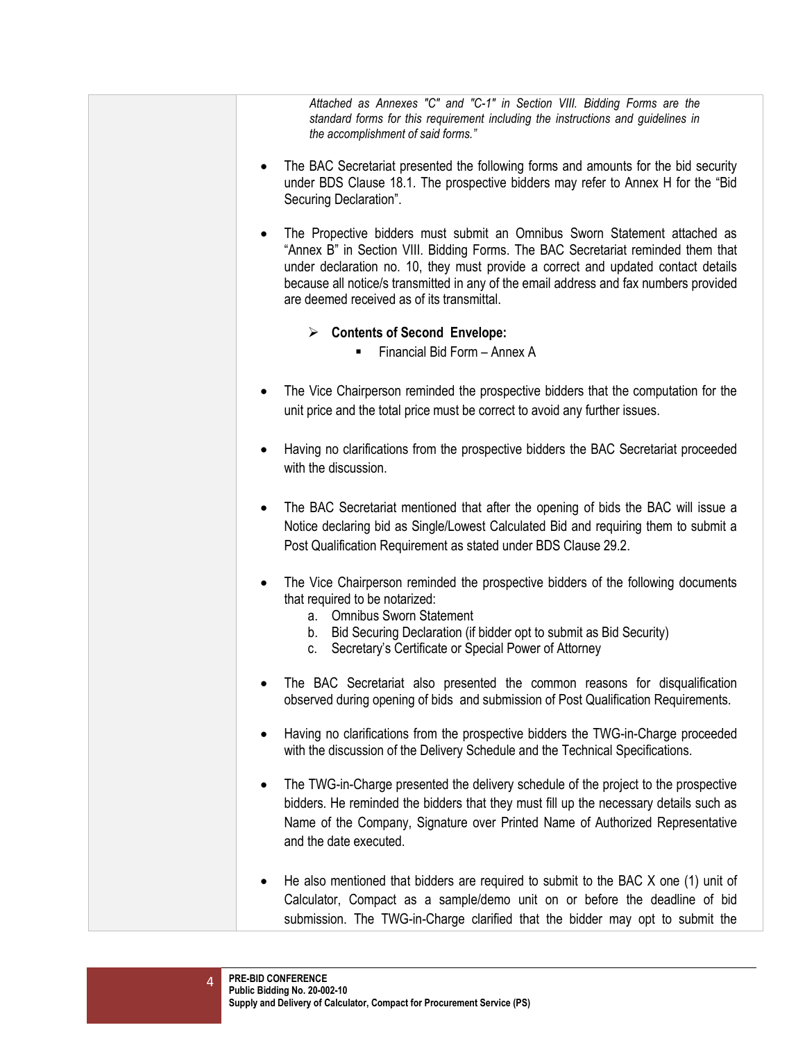*Attached as Annexes "C" and "C-1" in Section VIII. Bidding Forms are the standard forms for this requirement including the instructions and guidelines in the accomplishment of said forms."*

- The BAC Secretariat presented the following forms and amounts for the bid security under BDS Clause 18.1. The prospective bidders may refer to Annex H for the "Bid Securing Declaration".

- The Propective bidders must submit an Omnibus Sworn Statement attached as "Annex B" in Section VIII. Bidding Forms. The BAC Secretariat reminded them that under declaration no. 10, they must provide a correct and updated contact details because all notice/s transmitted in any of the email address and fax numbers provided are deemed received as of its transmittal.

  - **Contents of Second Envelope:**
    - Financial Bid Form – Annex A

- The Vice Chairperson reminded the prospective bidders that the computation for the unit price and the total price must be correct to avoid any further issues.

- Having no clarifications from the prospective bidders the BAC Secretariat proceeded with the discussion.

- The BAC Secretariat mentioned that after the opening of bids the BAC will issue a Notice declaring bid as Single/Lowest Calculated Bid and requiring them to submit a Post Qualification Requirement as stated under BDS Clause 29.2.

- The Vice Chairperson reminded the prospective bidders of the following documents that required to be notarized:
  a. Omnibus Sworn Statement
  b. Bid Securing Declaration (if bidder opt to submit as Bid Security)
  c. Secretary's Certificate or Special Power of Attorney

- The BAC Secretariat also presented the common reasons for disqualification observed during opening of bids and submission of Post Qualification Requirements.

- Having no clarifications from the prospective bidders the TWG-in-Charge proceeded with the discussion of the Delivery Schedule and the Technical Specifications.

- The TWG-in-Charge presented the delivery schedule of the project to the prospective bidders. He reminded the bidders that they must fill up the necessary details such as Name of the Company, Signature over Printed Name of Authorized Representative and the date executed.

- He also mentioned that bidders are required to submit to the BAC X one (1) unit of Calculator, Compact as a sample/demo unit on or before the deadline of bid submission. The TWG-in-Charge clarified that the bidder may opt to submit the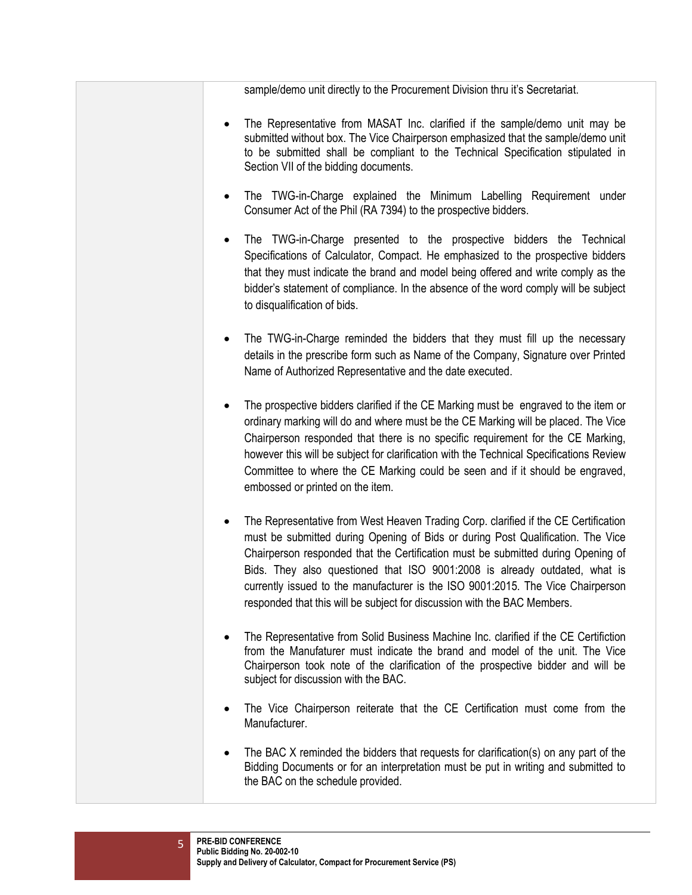| | |
|---|---|
| | sample/demo unit directly to the Procurement Division thru it's Secretariat.<br><br>• The Representative from MASAT Inc. clarified if the sample/demo unit may be submitted without box. The Vice Chairperson emphasized that the sample/demo unit to be submitted shall be compliant to the Technical Specification stipulated in Section VII of the bidding documents.<br><br>• The TWG-in-Charge explained the Minimum Labelling Requirement under Consumer Act of the Phil (RA 7394) to the prospective bidders.<br><br>• The TWG-in-Charge presented to the prospective bidders the Technical Specifications of Calculator, Compact. He emphasized to the prospective bidders that they must indicate the brand and model being offered and write comply as the bidder's statement of compliance. In the absence of the word comply will be subject to disqualification of bids.<br><br>• The TWG-in-Charge reminded the bidders that they must fill up the necessary details in the prescribe form such as Name of the Company, Signature over Printed Name of Authorized Representative and the date executed.<br><br>• The prospective bidders clarified if the CE Marking must be engraved to the item or ordinary marking will do and where must be the CE Marking will be placed. The Vice Chairperson responded that there is no specific requirement for the CE Marking, however this will be subject for clarification with the Technical Specifications Review Committee to where the CE Marking could be seen and if it should be engraved, embossed or printed on the item.<br><br>• The Representative from West Heaven Trading Corp. clarified if the CE Certification must be submitted during Opening of Bids or during Post Qualification. The Vice Chairperson responded that the Certification must be submitted during Opening of Bids. They also questioned that ISO 9001:2008 is already outdated, what is currently issued to the manufacturer is the ISO 9001:2015. The Vice Chairperson responded that this will be subject for discussion with the BAC Members.<br><br>• The Representative from Solid Business Machine Inc. clarified if the CE Certifiction from the Manufaturer must indicate the brand and model of the unit. The Vice Chairperson took note of the clarification of the prospective bidder and will be subject for discussion with the BAC.<br><br>• The Vice Chairperson reiterate that the CE Certification must come from the Manufacturer.<br><br>• The BAC X reminded the bidders that requests for clarification(s) on any part of the Bidding Documents or for an interpretation must be put in writing and submitted to the BAC on the schedule provided. |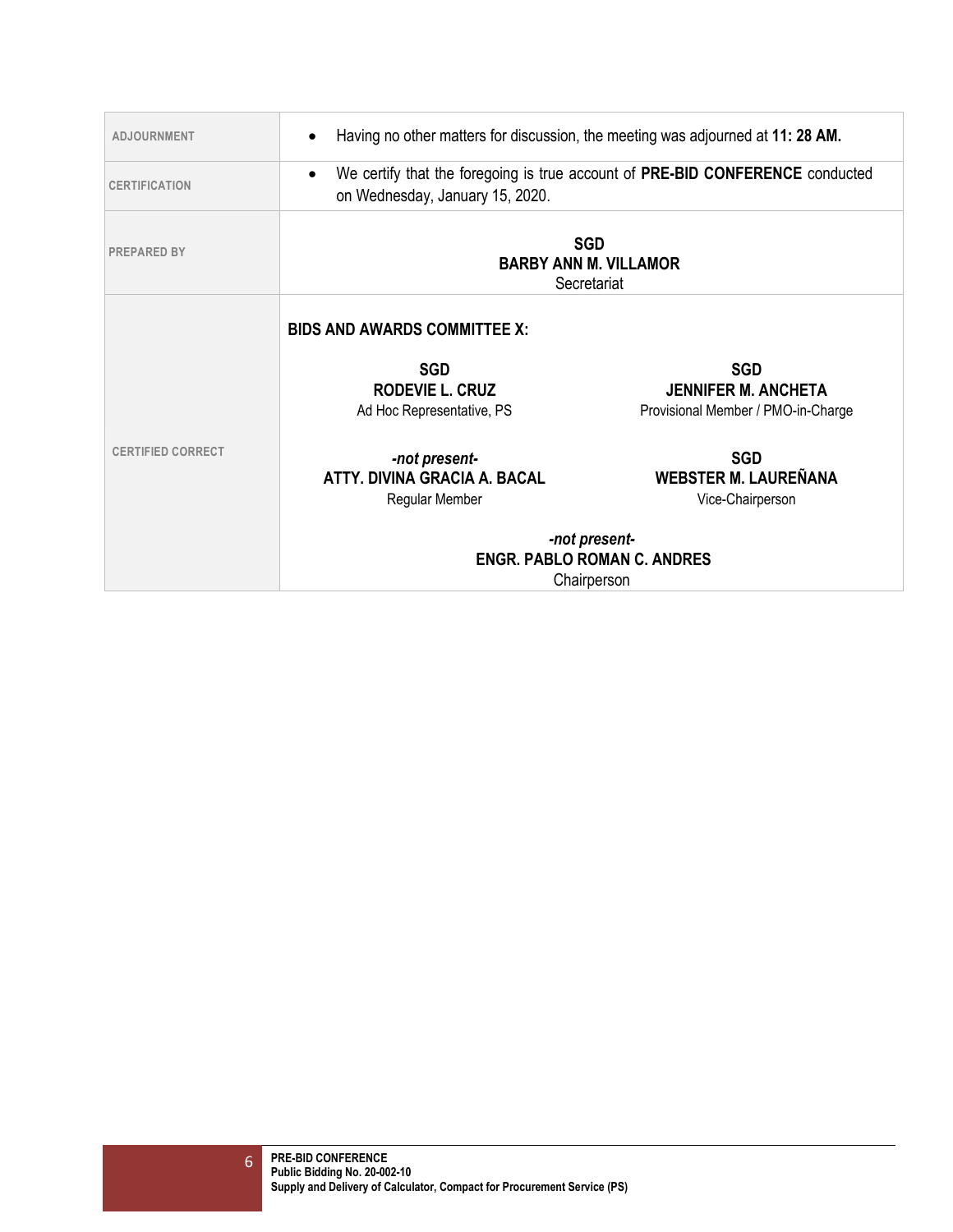| | |
|---|---|
| ADJOURNMENT | • Having no other matters for discussion, the meeting was adjourned at **11: 28 AM.** |
| CERTIFICATION | • We certify that the foregoing is true account of **PRE-BID CONFERENCE** conducted on Wednesday, January 15, 2020. |
| PREPARED BY | **SGD**<br>**BARBY ANN M. VILLAMOR**<br>Secretariat |
| CERTIFIED CORRECT | **BIDS AND AWARDS COMMITTEE X:**<br><br>**SGD**<br>**RODEVIE L. CRUZ**<br>Ad Hoc Representative, PS<br><br>**SGD**<br>**JENNIFER M. ANCHETA**<br>Provisional Member / PMO-in-Charge<br><br>***-not present-***<br>**ATTY. DIVINA GRACIA A. BACAL**<br>Regular Member<br><br>**SGD**<br>**WEBSTER M. LAUREÑANA**<br>Vice-Chairperson<br><br>***-not present-***<br>**ENGR. PABLO ROMAN C. ANDRES**<br>Chairperson |